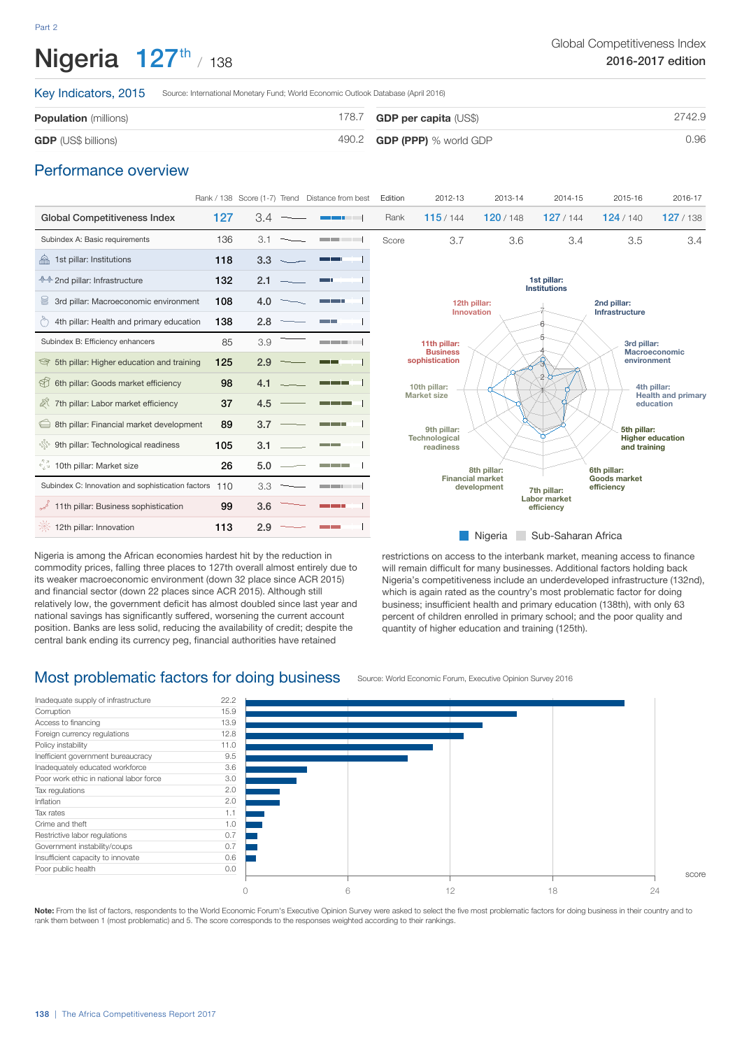Part 2

# Nigeria 127th / 138

Global Competitiveness Index
**2016-2017 edition**

## Key Indicators, 2015

Source: International Monetary Fund; World Economic Outlook Database (April 2016)

| | | | |
|---|---|---|---|
| **Population** (millions) | 178.7 | **GDP per capita** (US$) | 2742.9 |
| **GDP** (US$ billions) | 490.2 | **GDP (PPP)** % world GDP | 0.96 |

## Performance overview

| | Rank / 138 | Score (1-7) |
|---|---|---|
| **Global Competitiveness Index** | 127 | 3.4 |
| Subindex A: Basic requirements | 136 | 3.1 |
| 1st pillar: Institutions | 118 | 3.3 |
| 2nd pillar: Infrastructure | 132 | 2.1 |
| 3rd pillar: Macroeconomic environment | 108 | 4.0 |
| 4th pillar: Health and primary education | 138 | 2.8 |
| Subindex B: Efficiency enhancers | 85 | 3.9 |
| 5th pillar: Higher education and training | 125 | 2.9 |
| 6th pillar: Goods market efficiency | 98 | 4.1 |
| 7th pillar: Labor market efficiency | 37 | 4.5 |
| 8th pillar: Financial market development | 89 | 3.7 |
| 9th pillar: Technological readiness | 105 | 3.1 |
| 10th pillar: Market size | 26 | 5.0 |
| Subindex C: Innovation and sophistication factors | 110 | 3.3 |
| 11th pillar: Business sophistication | 99 | 3.6 |
| 12th pillar: Innovation | 113 | 2.9 |

| Edition | 2012-13 | 2013-14 | 2014-15 | 2015-16 | 2016-17 |
|---|---|---|---|---|---|
| Rank | 115 / 144 | 120 / 148 | 127 / 144 | 124 / 140 | 127 / 138 |
| Score | 3.7 | 3.6 | 3.4 | 3.5 | 3.4 |

Nigeria is among the African economies hardest hit by the reduction in commodity prices, falling three places to 127th overall almost entirely due to its weaker macroeconomic environment (down 32 place since ACR 2015) and financial sector (down 22 places since ACR 2015). Although still relatively low, the government deficit has almost doubled since last year and national savings has significantly suffered, worsening the current account position. Banks are less solid, reducing the availability of credit; despite the central bank ending its currency peg, financial authorities have retained restrictions on access to the interbank market, meaning access to finance will remain difficult for many businesses. Additional factors holding back Nigeria's competitiveness include an underdeveloped infrastructure (132nd), which is again rated as the country's most problematic factor for doing business; insufficient health and primary education (138th), with only 63 percent of children enrolled in primary school; and the poor quality and quantity of higher education and training (125th).

## Most problematic factors for doing business

Source: World Economic Forum, Executive Opinion Survey 2016

| Factor | Score |
|---|---|
| Inadequate supply of infrastructure | 22.2 |
| Corruption | 15.9 |
| Access to financing | 13.9 |
| Foreign currency regulations | 12.8 |
| Policy instability | 11.0 |
| Inefficient government bureaucracy | 9.5 |
| Inadequately educated workforce | 3.6 |
| Poor work ethic in national labor force | 3.0 |
| Tax regulations | 2.0 |
| Inflation | 2.0 |
| Tax rates | 1.1 |
| Crime and theft | 1.0 |
| Restrictive labor regulations | 0.7 |
| Government instability/coups | 0.7 |
| Insufficient capacity to innovate | 0.6 |
| Poor public health | 0.0 |

**Note:** From the list of factors, respondents to the World Economic Forum's Executive Opinion Survey were asked to select the five most problematic factors for doing business in their country and to rank them between 1 (most problematic) and 5. The score corresponds to the responses weighted according to their rankings.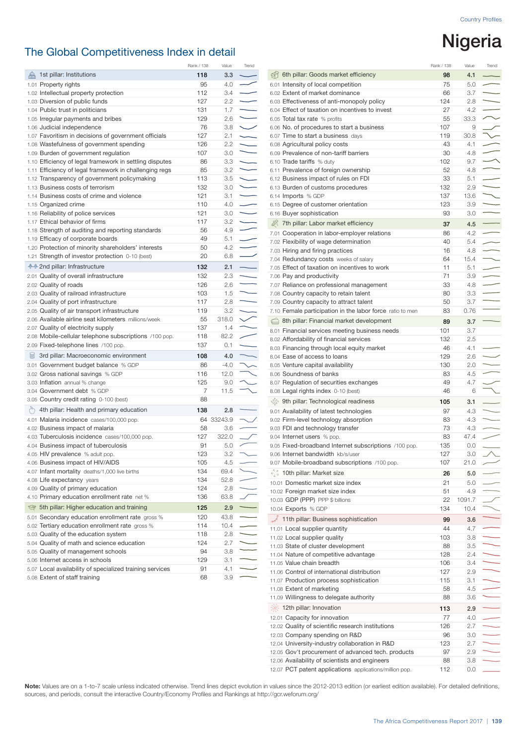Country Profiles

# Nigeria

## The Global Competitiveness Index in detail

| | Rank / 138 | Value | Trend |
|---|---|---|---|
| **1st pillar: Institutions** | **118** | **3.3** | |
| 1.01 Property rights | 95 | 4.0 | |
| 1.02 Intellectual property protection | 112 | 3.4 | |
| 1.03 Diversion of public funds | 127 | 2.2 | |
| 1.04 Public trust in politicians | 131 | 1.7 | |
| 1.05 Irregular payments and bribes | 129 | 2.6 | |
| 1.06 Judicial independence | 76 | 3.8 | |
| 1.07 Favoritism in decisions of government officials | 127 | 2.1 | |
| 1.08 Wastefulness of government spending | 126 | 2.2 | |
| 1.09 Burden of government regulation | 107 | 3.0 | |
| 1.10 Efficiency of legal framework in settling disputes | 86 | 3.3 | |
| 1.11 Efficiency of legal framework in challenging regs | 85 | 3.2 | |
| 1.12 Transparency of government policymaking | 113 | 3.5 | |
| 1.13 Business costs of terrorism | 132 | 3.0 | |
| 1.14 Business costs of crime and violence | 121 | 3.1 | |
| 1.15 Organized crime | 110 | 4.0 | |
| 1.16 Reliability of police services | 121 | 3.0 | |
| 1.17 Ethical behavior of firms | 117 | 3.2 | |
| 1.18 Strength of auditing and reporting standards | 56 | 4.9 | |
| 1.19 Efficacy of corporate boards | 49 | 5.1 | |
| 1.20 Protection of minority shareholders' interests | 50 | 4.2 | |
| 1.21 Strength of investor protection 0-10 (best) | 20 | 6.8 | |
| **2nd pillar: Infrastructure** | **132** | **2.1** | |
| 2.01 Quality of overall infrastructure | 132 | 2.3 | |
| 2.02 Quality of roads | 126 | 2.6 | |
| 2.03 Quality of railroad infrastructure | 103 | 1.5 | |
| 2.04 Quality of port infrastructure | 117 | 2.8 | |
| 2.05 Quality of air transport infrastructure | 119 | 3.2 | |
| 2.06 Available airline seat kilometers millions/week | 55 | 318.0 | |
| 2.07 Quality of electricity supply | 137 | 1.4 | |
| 2.08 Mobile-cellular telephone subscriptions /100 pop. | 118 | 82.2 | |
| 2.09 Fixed-telephone lines /100 pop. | 137 | 0.1 | |
| **3rd pillar: Macroeconomic environment** | **108** | **4.0** | |
| 3.01 Government budget balance % GDP | 86 | -4.0 | |
| 3.02 Gross national savings % GDP | 116 | 12.0 | |
| 3.03 Inflation annual % change | 125 | 9.0 | |
| 3.04 Government debt % GDP | 7 | 11.5 | |
| 3.05 Country credit rating 0-100 (best) | 88 | - | |
| **4th pillar: Health and primary education** | **138** | **2.8** | |
| 4.01 Malaria incidence cases/100,000 pop. | 64 | 33243.9 | |
| 4.02 Business impact of malaria | 58 | 3.6 | |
| 4.03 Tuberculosis incidence cases/100,000 pop. | 127 | 322.0 | |
| 4.04 Business impact of tuberculosis | 91 | 5.0 | |
| 4.05 HIV prevalence % adult pop. | 123 | 3.2 | |
| 4.06 Business impact of HIV/AIDS | 105 | 4.5 | |
| 4.07 Infant mortality deaths/1,000 live births | 134 | 69.4 | |
| 4.08 Life expectancy years | 134 | 52.8 | |
| 4.09 Quality of primary education | 124 | 2.8 | |
| 4.10 Primary education enrollment rate net % | 136 | 63.8 | |
| **5th pillar: Higher education and training** | **125** | **2.9** | |
| 5.01 Secondary education enrollment rate gross % | 120 | 43.8 | |
| 5.02 Tertiary education enrollment rate gross % | 114 | 10.4 | |
| 5.03 Quality of the education system | 118 | 2.8 | |
| 5.04 Quality of math and science education | 124 | 2.7 | |
| 5.05 Quality of management schools | 94 | 3.8 | |
| 5.06 Internet access in schools | 129 | 3.1 | |
| 5.07 Local availability of specialized training services | 91 | 4.1 | |
| 5.08 Extent of staff training | 68 | 3.9 | |

| | Rank / 138 | Value | Trend |
|---|---|---|---|
| **6th pillar: Goods market efficiency** | **98** | **4.1** | |
| 6.01 Intensity of local competition | 75 | 5.0 | |
| 6.02 Extent of market dominance | 66 | 3.7 | |
| 6.03 Effectiveness of anti-monopoly policy | 124 | 2.8 | |
| 6.04 Effect of taxation on incentives to invest | 27 | 4.2 | |
| 6.05 Total tax rate % profits | 55 | 33.3 | |
| 6.06 No. of procedures to start a business | 107 | 9 | |
| 6.07 Time to start a business days | 119 | 30.8 | |
| 6.08 Agricultural policy costs | 43 | 4.1 | |
| 6.09 Prevalence of non-tariff barriers | 30 | 4.8 | |
| 6.10 Trade tariffs % duty | 102 | 9.7 | |
| 6.11 Prevalence of foreign ownership | 52 | 4.8 | |
| 6.12 Business impact of rules on FDI | 33 | 5.1 | |
| 6.13 Burden of customs procedures | 132 | 2.9 | |
| 6.14 Imports % GDP | 137 | 13.6 | |
| 6.15 Degree of customer orientation | 123 | 3.9 | |
| 6.16 Buyer sophistication | 93 | 3.0 | |
| **7th pillar: Labor market efficiency** | **37** | **4.5** | |
| 7.01 Cooperation in labor-employer relations | 86 | 4.2 | |
| 7.02 Flexibility of wage determination | 40 | 5.4 | |
| 7.03 Hiring and firing practices | 16 | 4.8 | |
| 7.04 Redundancy costs weeks of salary | 64 | 15.4 | |
| 7.05 Effect of taxation on incentives to work | 11 | 5.1 | |
| 7.06 Pay and productivity | 71 | 3.9 | |
| 7.07 Reliance on professional management | 33 | 4.8 | |
| 7.08 Country capacity to retain talent | 80 | 3.3 | |
| 7.09 Country capacity to attract talent | 50 | 3.7 | |
| 7.10 Female participation in the labor force ratio to men | 83 | 0.76 | |
| **8th pillar: Financial market development** | **89** | **3.7** | |
| 8.01 Financial services meeting business needs | 101 | 3.7 | |
| 8.02 Affordability of financial services | 132 | 2.5 | |
| 8.03 Financing through local equity market | 46 | 4.1 | |
| 8.04 Ease of access to loans | 129 | 2.6 | |
| 8.05 Venture capital availability | 130 | 2.0 | |
| 8.06 Soundness of banks | 83 | 4.5 | |
| 8.07 Regulation of securities exchanges | 49 | 4.7 | |
| 8.08 Legal rights index 0-10 (best) | 46 | 6 | |
| **9th pillar: Technological readiness** | **105** | **3.1** | |
| 9.01 Availability of latest technologies | 97 | 4.3 | |
| 9.02 Firm-level technology absorption | 83 | 4.3 | |
| 9.03 FDI and technology transfer | 73 | 4.3 | |
| 9.04 Internet users % pop. | 83 | 47.4 | |
| 9.05 Fixed-broadband Internet subscriptions /100 pop. | 135 | 0.0 | |
| 9.06 Internet bandwidth kb/s/user | 127 | 3.0 | |
| 9.07 Mobile-broadband subscriptions /100 pop. | 107 | 21.0 | |
| **10th pillar: Market size** | **26** | **5.0** | |
| 10.01 Domestic market size index | 21 | 5.0 | |
| 10.02 Foreign market size index | 51 | 4.9 | |
| 10.03 GDP (PPP) PPP $ billions | 22 | 1091.7 | |
| 10.04 Exports % GDP | 134 | 10.4 | |
| **11th pillar: Business sophistication** | **99** | **3.6** | |
| 11.01 Local supplier quantity | 44 | 4.7 | |
| 11.02 Local supplier quality | 103 | 3.8 | |
| 11.03 State of cluster development | 88 | 3.5 | |
| 11.04 Nature of competitive advantage | 128 | 2.4 | |
| 11.05 Value chain breadth | 106 | 3.4 | |
| 11.06 Control of international distribution | 127 | 2.9 | |
| 11.07 Production process sophistication | 115 | 3.1 | |
| 11.08 Extent of marketing | 58 | 4.5 | |
| 11.09 Willingness to delegate authority | 88 | 3.6 | |
| **12th pillar: Innovation** | **113** | **2.9** | |
| 12.01 Capacity for innovation | 77 | 4.0 | |
| 12.02 Quality of scientific research institutions | 126 | 2.7 | |
| 12.03 Company spending on R&D | 96 | 3.0 | |
| 12.04 University-industry collaboration in R&D | 123 | 2.7 | |
| 12.05 Gov't procurement of advanced tech. products | 97 | 2.9 | |
| 12.06 Availability of scientists and engineers | 88 | 3.8 | |
| 12.07 PCT patent applications applications/million pop. | 112 | 0.0 | |

**Note:** Values are on a 1-to-7 scale unless indicated otherwise. Trend lines depict evolution in values since the 2012-2013 edition (or earliest edition available). For detailed definitions, sources, and periods, consult the interactive Country/Economy Profiles and Rankings at http://gcr.weforum.org/